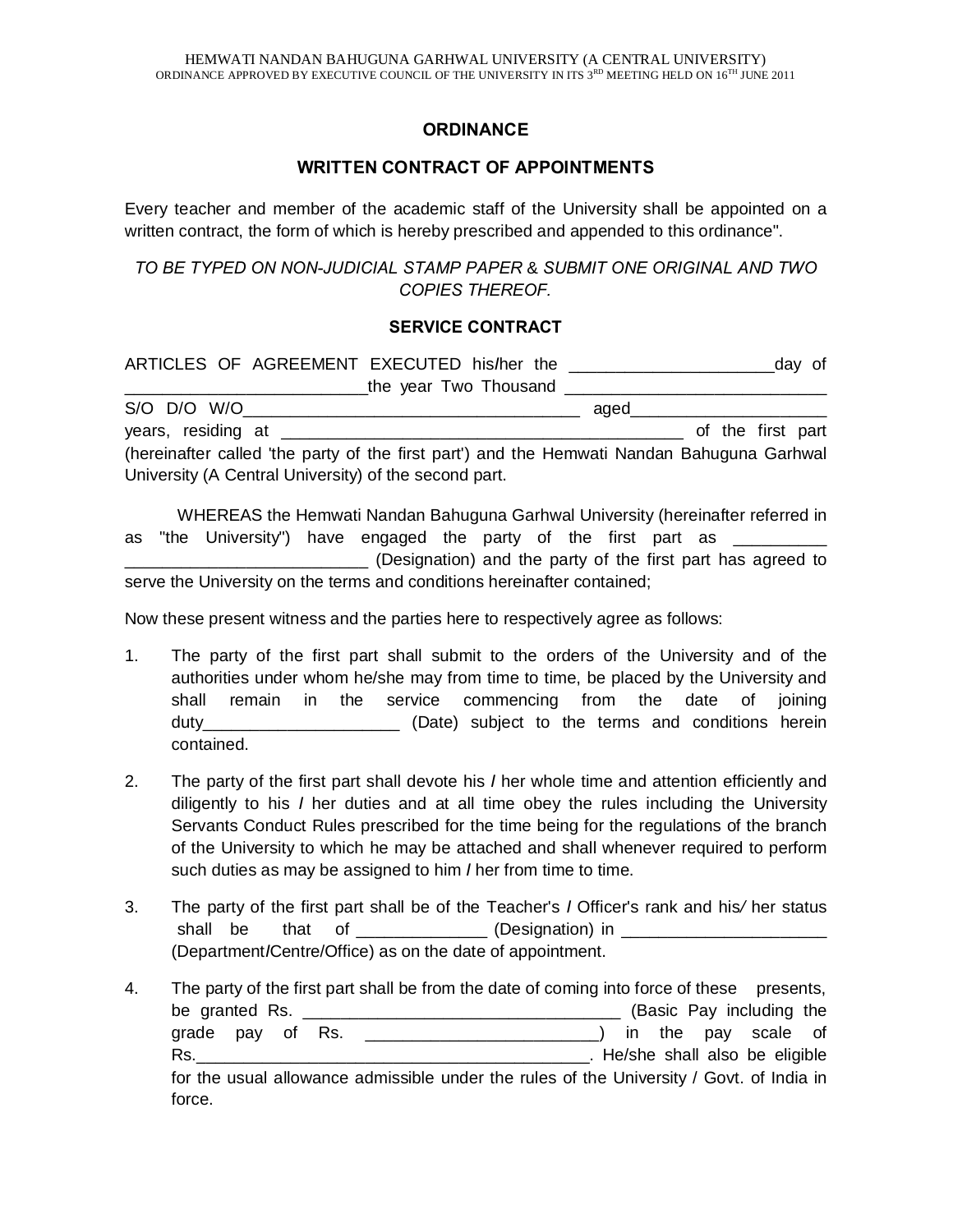# ORDINANCE

## WRITTEN CONTRACT OF APPOINTMENTS

Every teacher and member of the academic staff of the University shall be appointed on a written contract, the form of which is hereby prescribed and appended to this ordinance".

*TO BE TYPED ON NON-JUDICIAL STAMP PAPER & SUBMIT ONE ORIGINAL AND TWO COPIES THEREOF.*

### SERVICE CONTRACT

ARTICLES OF AGREEMENT EXECUTED his/her the ______________________day of __________________________the year Two Thousand ____________________________ S/O D/O W/O____________________________________ aged____________________ years, residing at __________________________________________ of the first part (hereinafter called 'the party of the first part') and the Hemwati Nandan Bahuguna Garhwal University (A Central University) of the second part.

WHEREAS the Hemwati Nandan Bahuguna Garhwal University (hereinafter referred in as "the University") have engaged the party of the first part as __________ __________________________ (Designation) and the party of the first part has agreed to serve the University on the terms and conditions hereinafter contained;

Now these present witness and the parties here to respectively agree as follows:

1. The party of the first part shall submit to the orders of the University and of the authorities under whom he/she may from time to time, be placed by the University and shall remain in the service commencing from the date of joining duty_____________________ (Date) subject to the terms and conditions herein contained.

2. The party of the first part shall devote his / her whole time and attention efficiently and diligently to his / her duties and at all time obey the rules including the University Servants Conduct Rules prescribed for the time being for the regulations of the branch of the University to which he may be attached and shall whenever required to perform such duties as may be assigned to him / her from time to time.

3. The party of the first part shall be of the Teacher's / Officer's rank and his/ her status shall be that of ______________ (Designation) in ______________________ (Department/Centre/Office) as on the date of appointment.

4. The party of the first part shall be from the date of coming into force of these presents, be granted Rs. ___________________________________ (Basic Pay including the grade pay of Rs. __________________________) in the pay scale of Rs.____________________________________________. He/she shall also be eligible for the usual allowance admissible under the rules of the University / Govt. of India in force.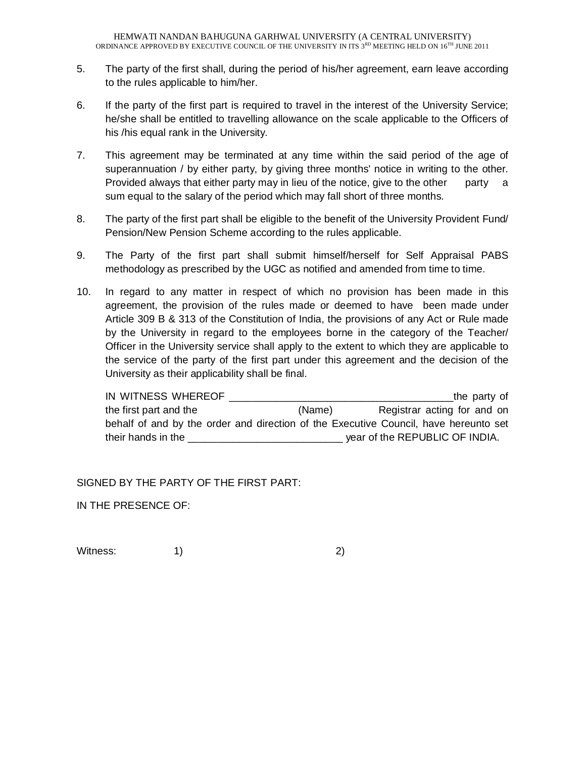5. The party of the first shall, during the period of his/her agreement, earn leave according to the rules applicable to him/her.

6. If the party of the first part is required to travel in the interest of the University Service; he/she shall be entitled to travelling allowance on the scale applicable to the Officers of his /his equal rank in the University.

7. This agreement may be terminated at any time within the said period of the age of superannuation / by either party, by giving three months' notice in writing to the other. Provided always that either party may in lieu of the notice, give to the other party a sum equal to the salary of the period which may fall short of three months.

8. The party of the first part shall be eligible to the benefit of the University Provident Fund/ Pension/New Pension Scheme according to the rules applicable.

9. The Party of the first part shall submit himself/herself for Self Appraisal PABS methodology as prescribed by the UGC as notified and amended from time to time.

10. In regard to any matter in respect of which no provision has been made in this agreement, the provision of the rules made or deemed to have been made under Article 309 B & 313 of the Constitution of India, the provisions of any Act or Rule made by the University in regard to the employees borne in the category of the Teacher/ Officer in the University service shall apply to the extent to which they are applicable to the service of the party of the first part under this agreement and the decision of the University as their applicability shall be final.

IN WITNESS WHEREOF _______________________________________the party of the first part and the (Name) Registrar acting for and on behalf of and by the order and direction of the Executive Council, have hereunto set their hands in the ___________________________ year of the REPUBLIC OF INDIA.

SIGNED BY THE PARTY OF THE FIRST PART:

IN THE PRESENCE OF:

Witness: 1) 2)